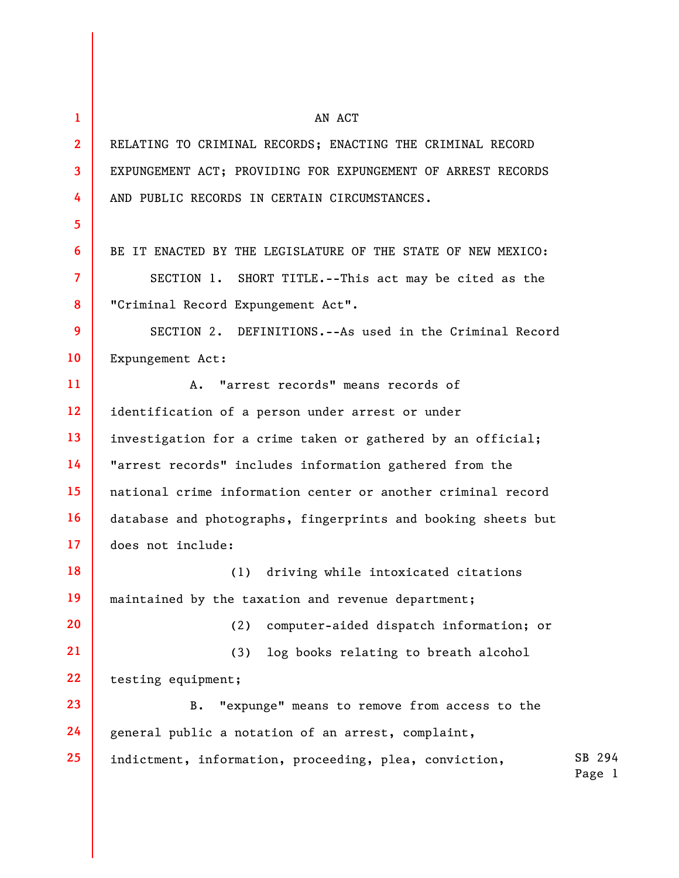AN ACT

RELATING TO CRIMINAL RECORDS; ENACTING THE CRIMINAL RECORD EXPUNGEMENT ACT; PROVIDING FOR EXPUNGEMENT OF ARREST RECORDS AND PUBLIC RECORDS IN CERTAIN CIRCUMSTANCES.

BE IT ENACTED BY THE LEGISLATURE OF THE STATE OF NEW MEXICO:

SECTION 1. SHORT TITLE.--This act may be cited as the "Criminal Record Expungement Act".

SECTION 2. DEFINITIONS.--As used in the Criminal Record Expungement Act:

A. "arrest records" means records of identification of a person under arrest or under investigation for a crime taken or gathered by an official; "arrest records" includes information gathered from the national crime information center or another criminal record database and photographs, fingerprints and booking sheets but does not include:

(1) driving while intoxicated citations maintained by the taxation and revenue department;

(2) computer-aided dispatch information; or

(3) log books relating to breath alcohol testing equipment;

B. "expunge" means to remove from access to the general public a notation of an arrest, complaint, indictment, information, proceeding, plea, conviction,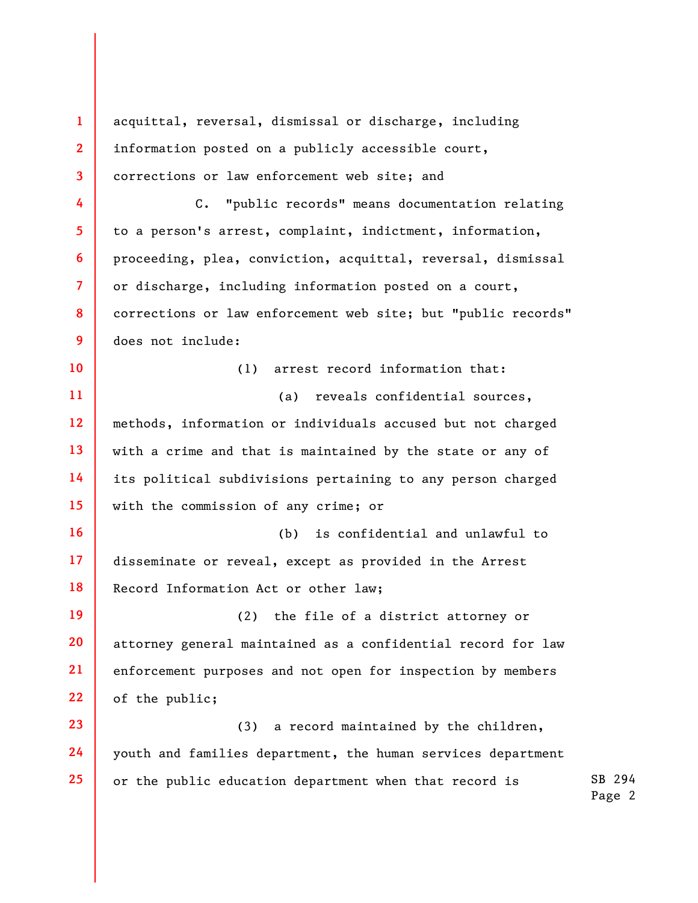acquittal, reversal, dismissal or discharge, including information posted on a publicly accessible court, corrections or law enforcement web site; and

C. "public records" means documentation relating to a person's arrest, complaint, indictment, information, proceeding, plea, conviction, acquittal, reversal, dismissal or discharge, including information posted on a court, corrections or law enforcement web site; but "public records" does not include:

(1) arrest record information that:

(a) reveals confidential sources, methods, information or individuals accused but not charged with a crime and that is maintained by the state or any of its political subdivisions pertaining to any person charged with the commission of any crime; or

(b) is confidential and unlawful to disseminate or reveal, except as provided in the Arrest Record Information Act or other law;

(2) the file of a district attorney or attorney general maintained as a confidential record for law enforcement purposes and not open for inspection by members of the public;

(3) a record maintained by the children, youth and families department, the human services department or the public education department when that record is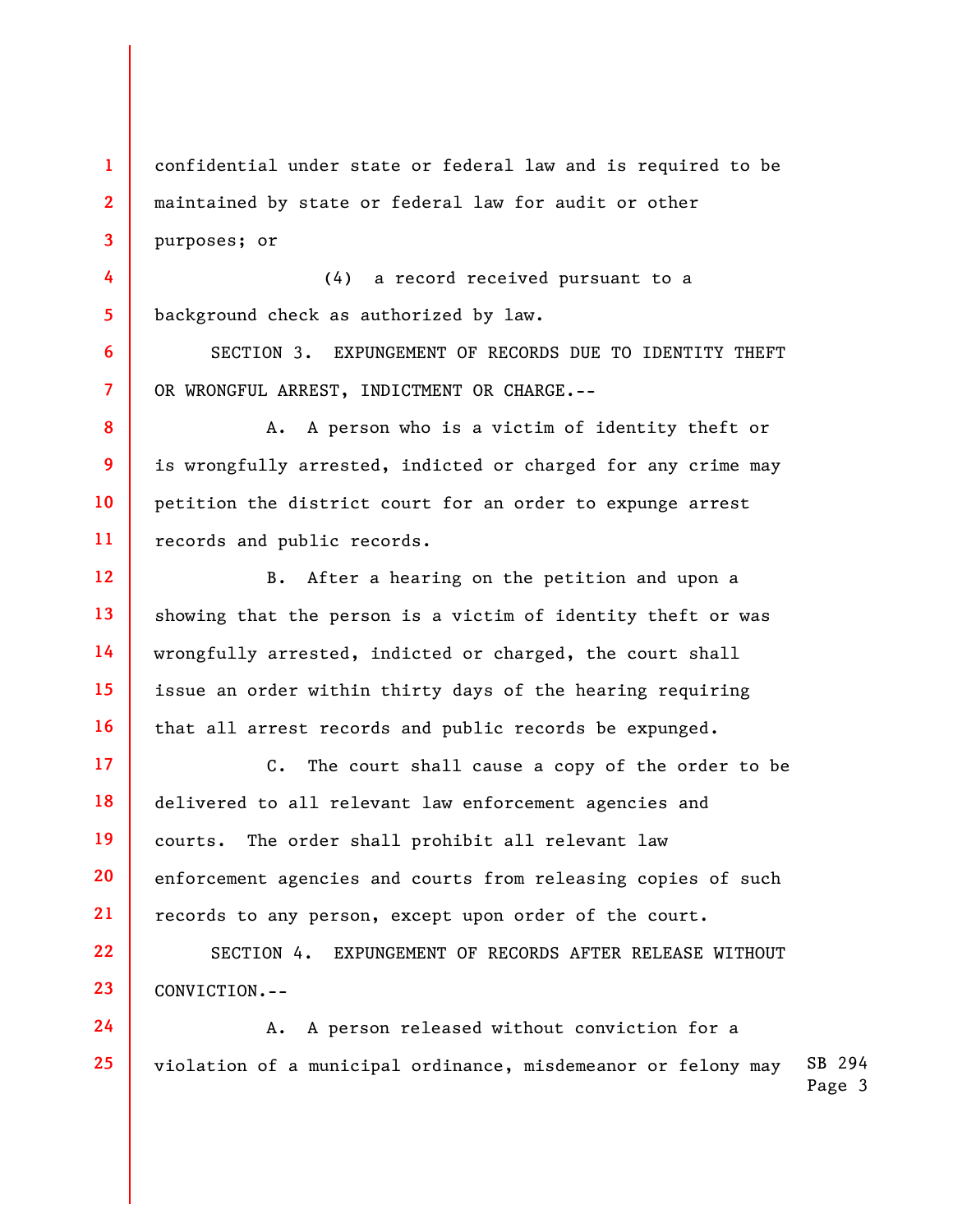confidential under state or federal law and is required to be maintained by state or federal law for audit or other purposes; or

(4) a record received pursuant to a background check as authorized by law.

SECTION 3. EXPUNGEMENT OF RECORDS DUE TO IDENTITY THEFT OR WRONGFUL ARREST, INDICTMENT OR CHARGE.--

A. A person who is a victim of identity theft or is wrongfully arrested, indicted or charged for any crime may petition the district court for an order to expunge arrest records and public records.

B. After a hearing on the petition and upon a showing that the person is a victim of identity theft or was wrongfully arrested, indicted or charged, the court shall issue an order within thirty days of the hearing requiring that all arrest records and public records be expunged.

C. The court shall cause a copy of the order to be delivered to all relevant law enforcement agencies and courts. The order shall prohibit all relevant law enforcement agencies and courts from releasing copies of such records to any person, except upon order of the court.

SECTION 4. EXPUNGEMENT OF RECORDS AFTER RELEASE WITHOUT CONVICTION.--

A. A person released without conviction for a violation of a municipal ordinance, misdemeanor or felony may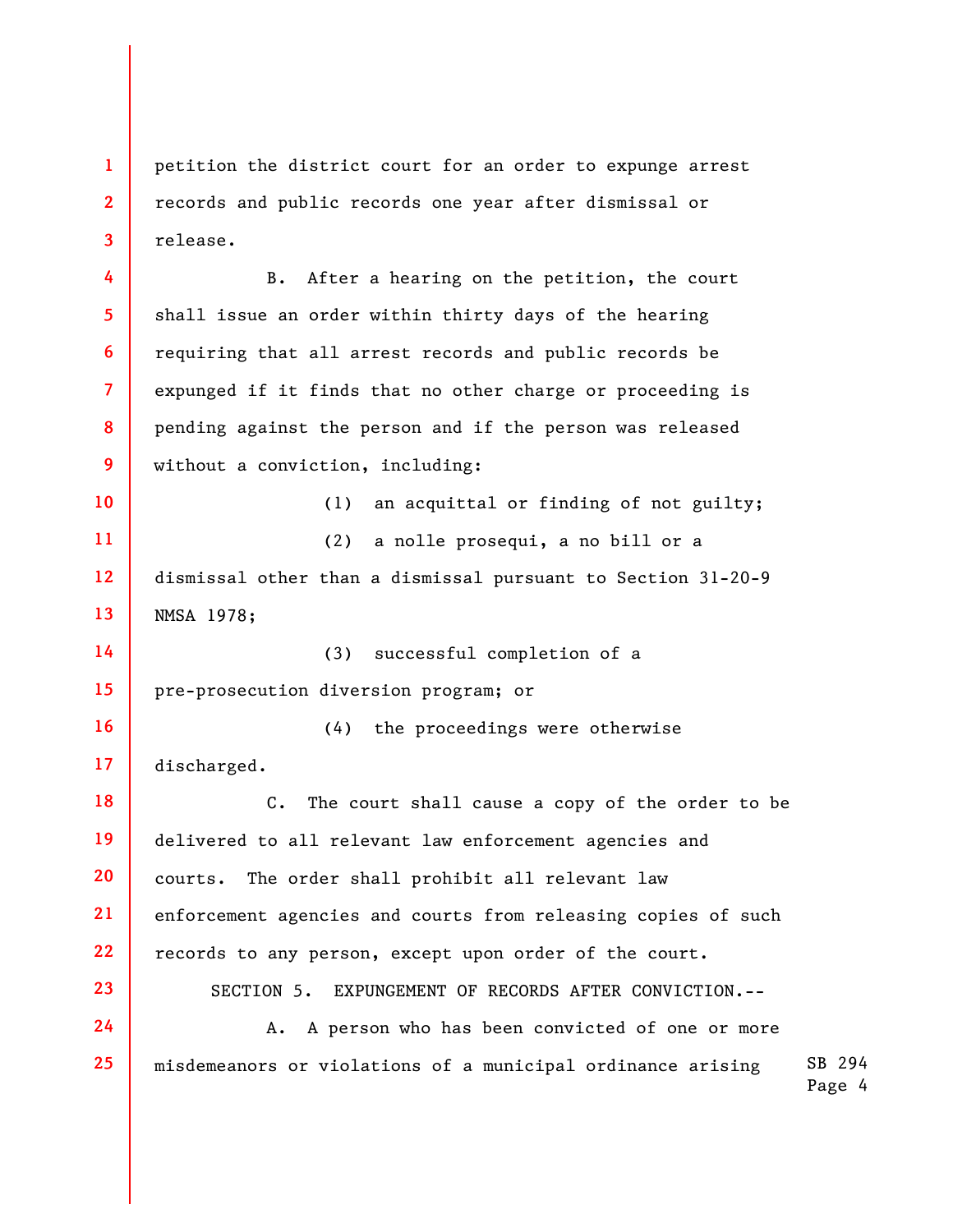petition the district court for an order to expunge arrest records and public records one year after dismissal or release.

B. After a hearing on the petition, the court shall issue an order within thirty days of the hearing requiring that all arrest records and public records be expunged if it finds that no other charge or proceeding is pending against the person and if the person was released without a conviction, including:

(1) an acquittal or finding of not guilty;

(2) a nolle prosequi, a no bill or a dismissal other than a dismissal pursuant to Section 31-20-9 NMSA 1978;

(3) successful completion of a pre-prosecution diversion program; or

(4) the proceedings were otherwise discharged.

C. The court shall cause a copy of the order to be delivered to all relevant law enforcement agencies and courts. The order shall prohibit all relevant law enforcement agencies and courts from releasing copies of such records to any person, except upon order of the court.

SECTION 5. EXPUNGEMENT OF RECORDS AFTER CONVICTION.--

A. A person who has been convicted of one or more misdemeanors or violations of a municipal ordinance arising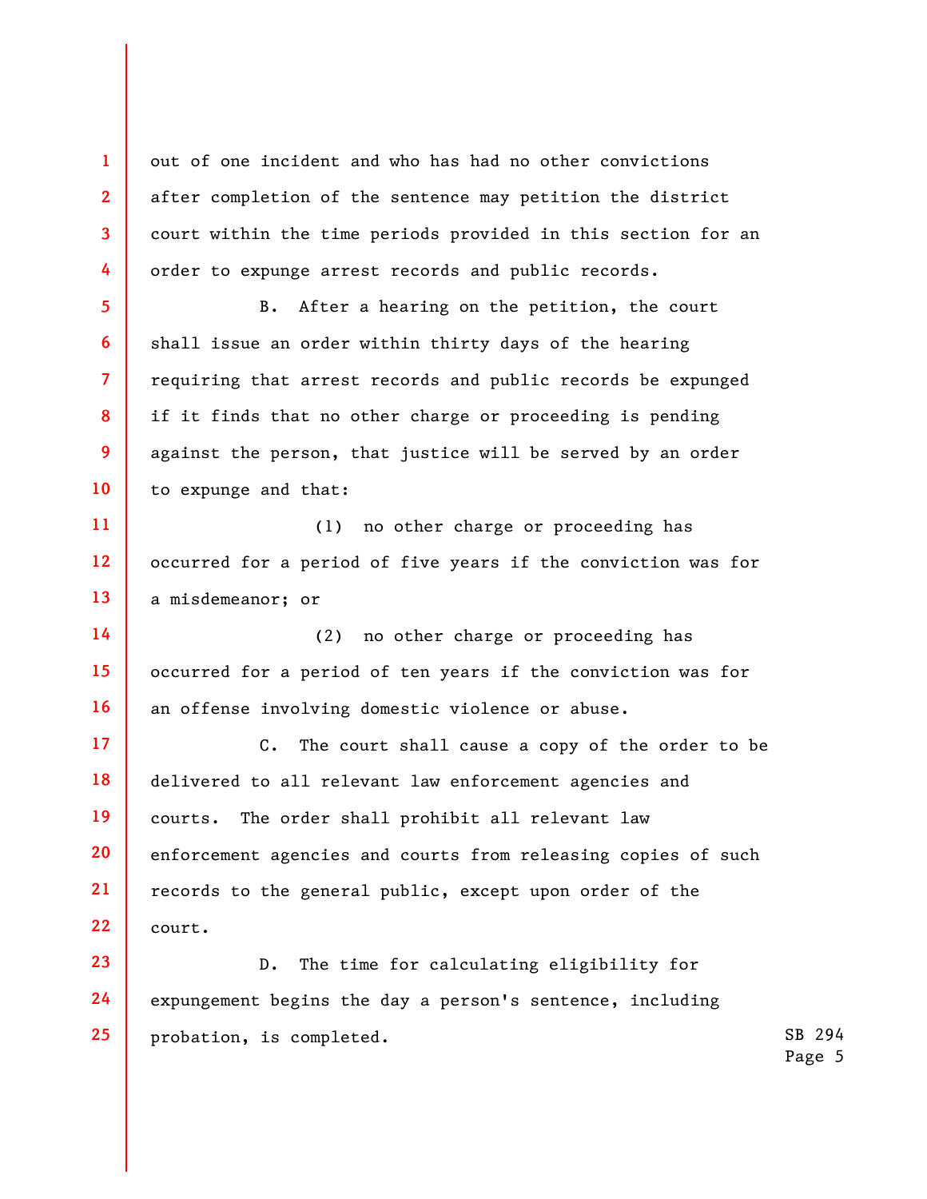out of one incident and who has had no other convictions after completion of the sentence may petition the district court within the time periods provided in this section for an order to expunge arrest records and public records.

B. After a hearing on the petition, the court shall issue an order within thirty days of the hearing requiring that arrest records and public records be expunged if it finds that no other charge or proceeding is pending against the person, that justice will be served by an order to expunge and that:

(1) no other charge or proceeding has occurred for a period of five years if the conviction was for a misdemeanor; or

(2) no other charge or proceeding has occurred for a period of ten years if the conviction was for an offense involving domestic violence or abuse.

C. The court shall cause a copy of the order to be delivered to all relevant law enforcement agencies and courts. The order shall prohibit all relevant law enforcement agencies and courts from releasing copies of such records to the general public, except upon order of the court.

D. The time for calculating eligibility for expungement begins the day a person's sentence, including probation, is completed.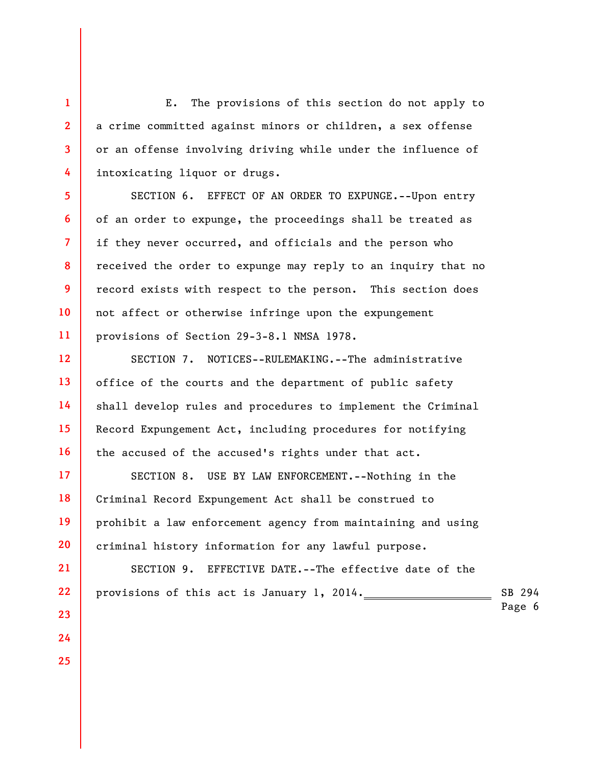E. The provisions of this section do not apply to a crime committed against minors or children, a sex offense or an offense involving driving while under the influence of intoxicating liquor or drugs.

SECTION 6. EFFECT OF AN ORDER TO EXPUNGE.--Upon entry of an order to expunge, the proceedings shall be treated as if they never occurred, and officials and the person who received the order to expunge may reply to an inquiry that no record exists with respect to the person. This section does not affect or otherwise infringe upon the expungement provisions of Section 29-3-8.1 NMSA 1978.

SECTION 7. NOTICES--RULEMAKING.--The administrative office of the courts and the department of public safety shall develop rules and procedures to implement the Criminal Record Expungement Act, including procedures for notifying the accused of the accused's rights under that act.

SECTION 8. USE BY LAW ENFORCEMENT.--Nothing in the Criminal Record Expungement Act shall be construed to prohibit a law enforcement agency from maintaining and using criminal history information for any lawful purpose.

SECTION 9. EFFECTIVE DATE.--The effective date of the provisions of this act is January 1, 2014.